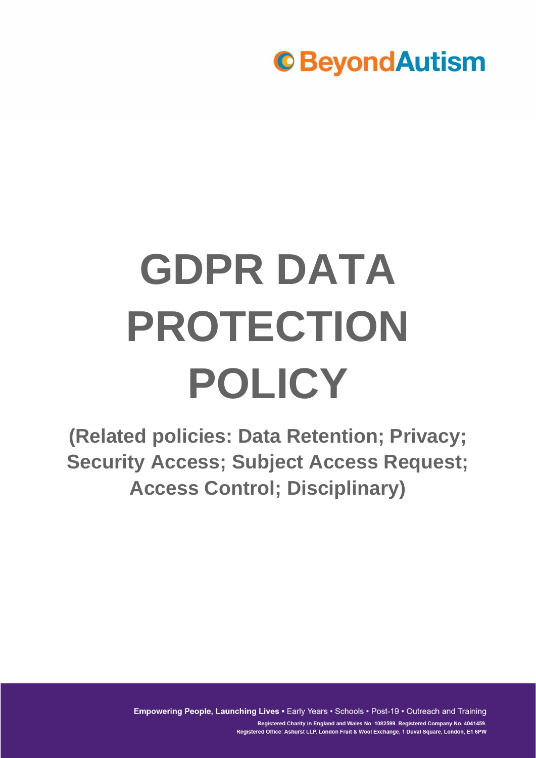BeyondAutism

# GDPR DATA PROTECTION POLICY

**(Related policies: Data Retention; Privacy; Security Access; Subject Access Request; Access Control; Disciplinary)**

**Empowering People, Launching Lives** • Early Years • Schools • Post-19 • Outreach and Training

Registered Charity in England and Wales No. 1082599. Registered Company No. 4041459.
Registered Office: Ashurst LLP, London Fruit & Wool Exchange, 1 Duval Square, London, E1 6PW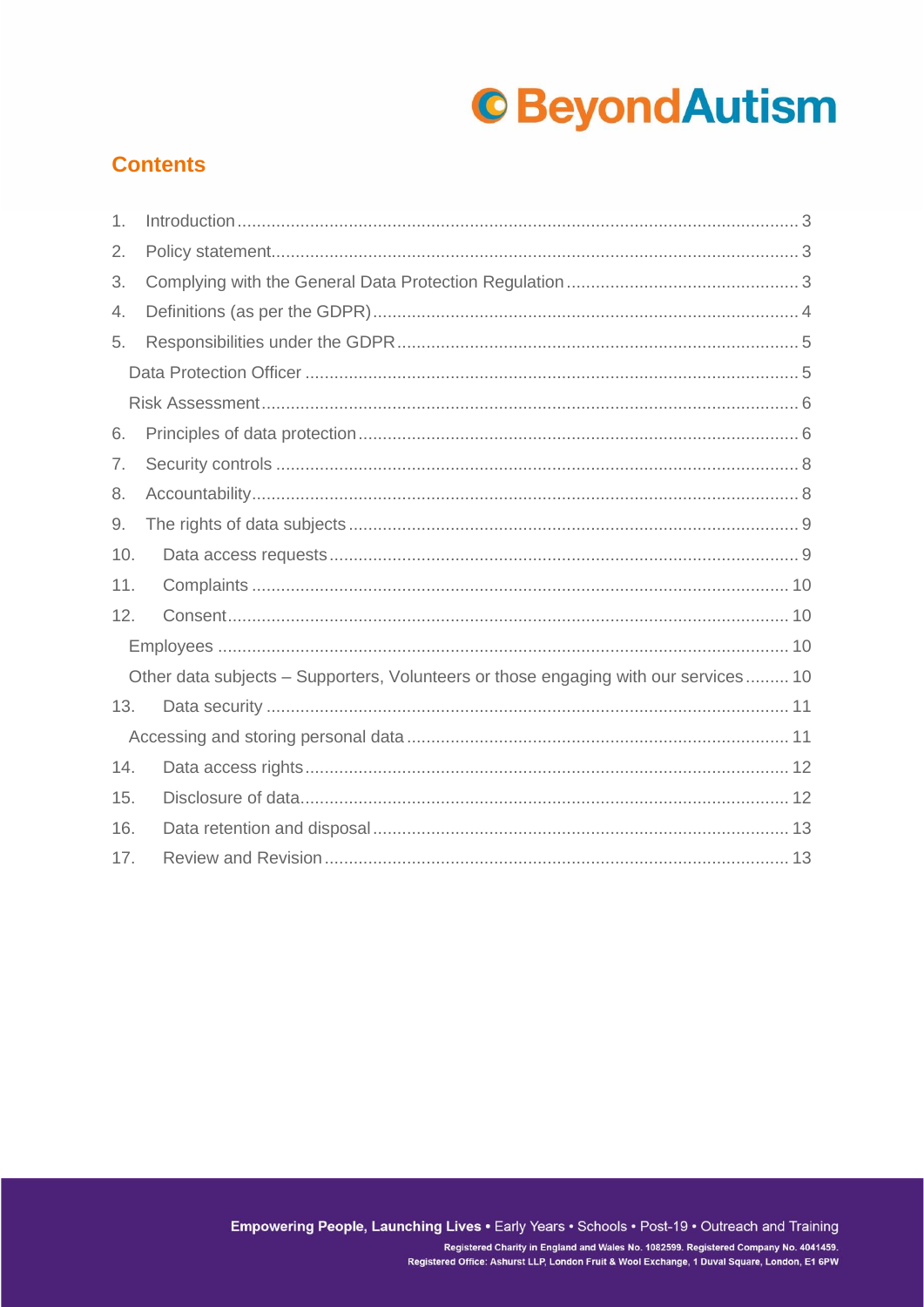## Contents

1. Introduction ... 3
2. Policy statement ... 3
3. Complying with the General Data Protection Regulation ... 3
4. Definitions (as per the GDPR) ... 4
5. Responsibilities under the GDPR ... 5
   - Data Protection Officer ... 5
   - Risk Assessment ... 6
6. Principles of data protection ... 6
7. Security controls ... 8
8. Accountability ... 8
9. The rights of data subjects ... 9
10. Data access requests ... 9
11. Complaints ... 10
12. Consent ... 10
    - Employees ... 10
    - Other data subjects – Supporters, Volunteers or those engaging with our services ... 10
13. Data security ... 11
    - Accessing and storing personal data ... 11
14. Data access rights ... 12
15. Disclosure of data ... 12
16. Data retention and disposal ... 13
17. Review and Revision ... 13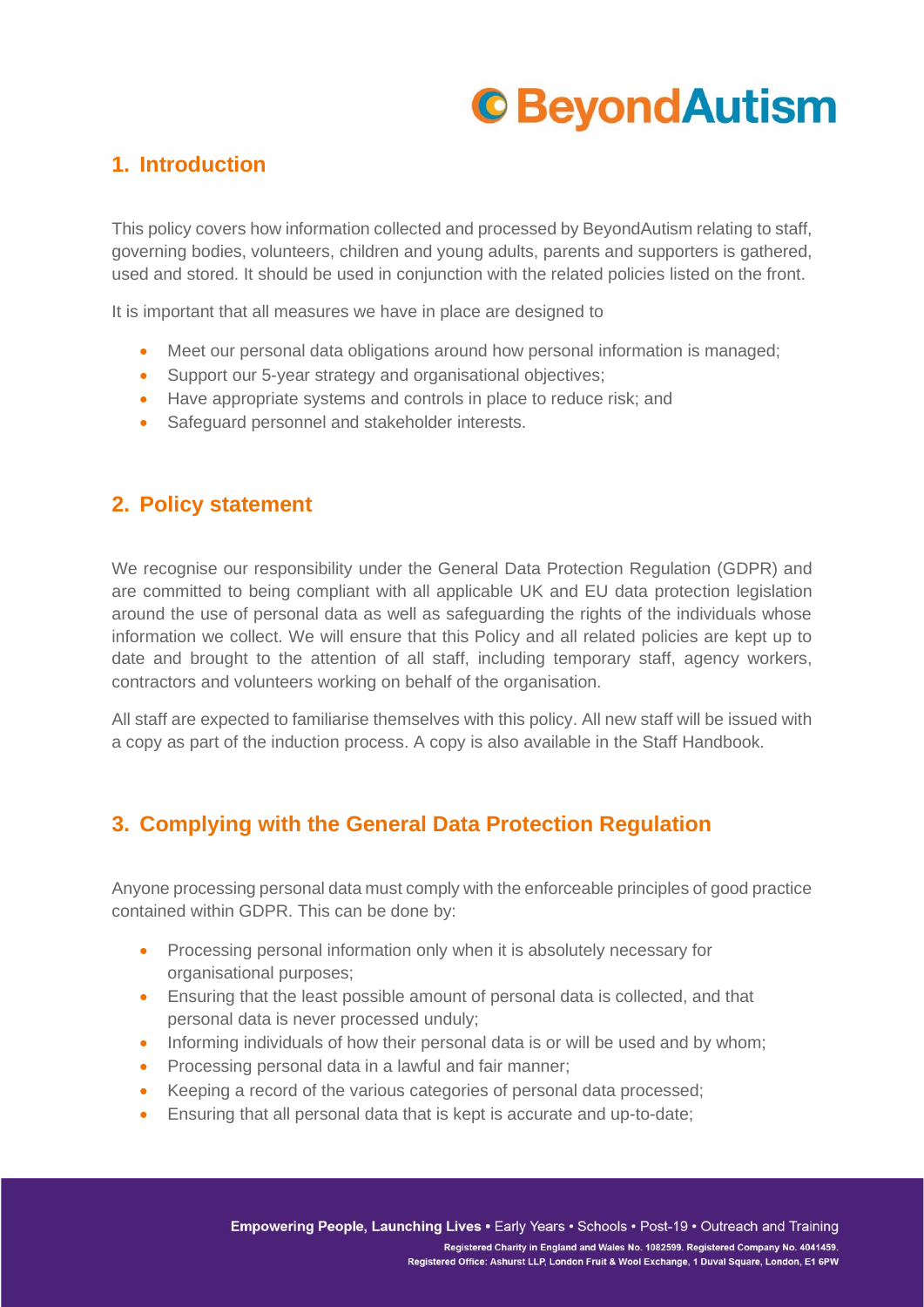## 1. Introduction

This policy covers how information collected and processed by BeyondAutism relating to staff, governing bodies, volunteers, children and young adults, parents and supporters is gathered, used and stored. It should be used in conjunction with the related policies listed on the front.

It is important that all measures we have in place are designed to

- Meet our personal data obligations around how personal information is managed;
- Support our 5-year strategy and organisational objectives;
- Have appropriate systems and controls in place to reduce risk; and
- Safeguard personnel and stakeholder interests.

## 2. Policy statement

We recognise our responsibility under the General Data Protection Regulation (GDPR) and are committed to being compliant with all applicable UK and EU data protection legislation around the use of personal data as well as safeguarding the rights of the individuals whose information we collect. We will ensure that this Policy and all related policies are kept up to date and brought to the attention of all staff, including temporary staff, agency workers, contractors and volunteers working on behalf of the organisation.

All staff are expected to familiarise themselves with this policy. All new staff will be issued with a copy as part of the induction process. A copy is also available in the Staff Handbook.

## 3. Complying with the General Data Protection Regulation

Anyone processing personal data must comply with the enforceable principles of good practice contained within GDPR. This can be done by:

- Processing personal information only when it is absolutely necessary for organisational purposes;
- Ensuring that the least possible amount of personal data is collected, and that personal data is never processed unduly;
- Informing individuals of how their personal data is or will be used and by whom;
- Processing personal data in a lawful and fair manner;
- Keeping a record of the various categories of personal data processed;
- Ensuring that all personal data that is kept is accurate and up-to-date;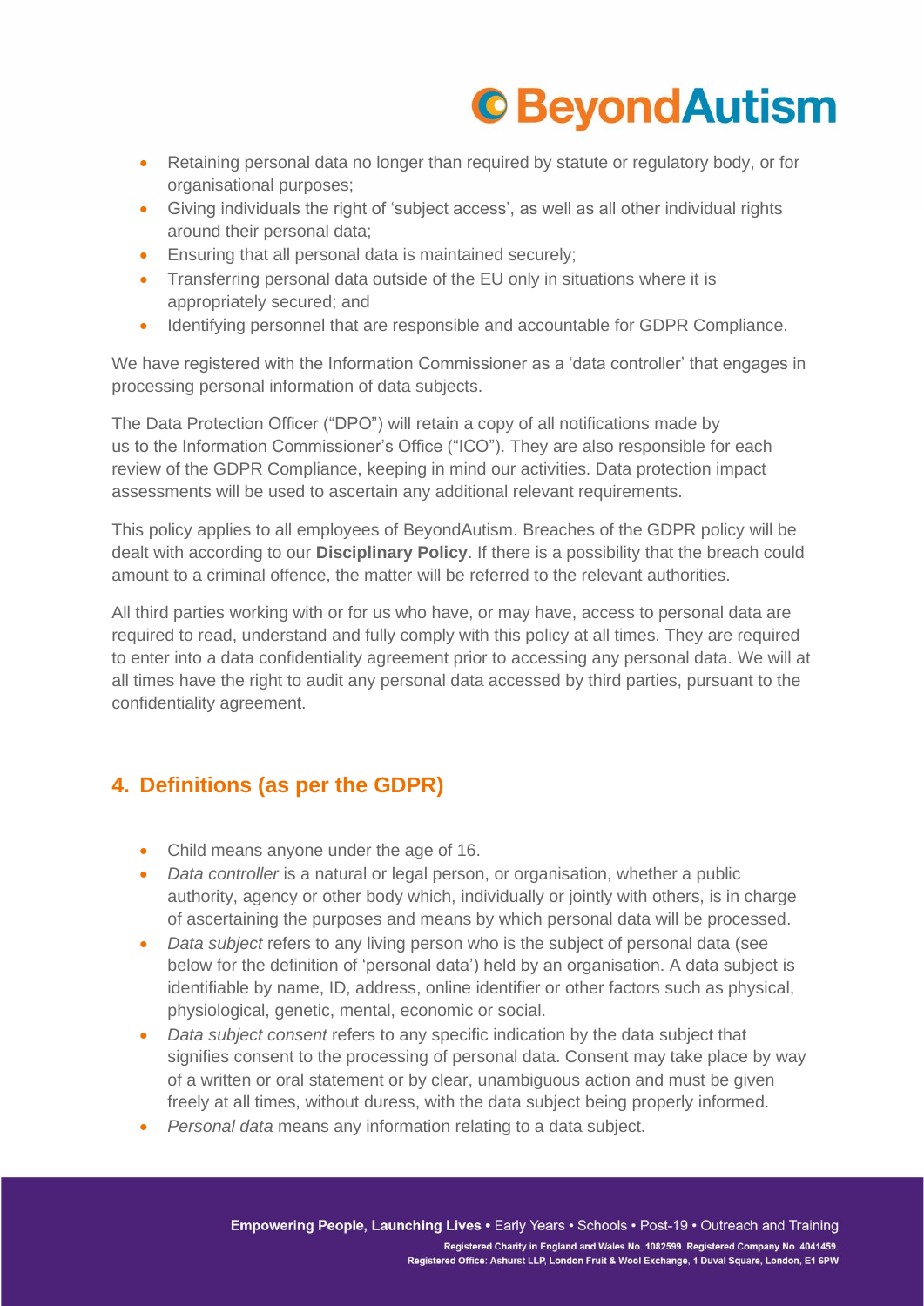- Retaining personal data no longer than required by statute or regulatory body, or for organisational purposes;
- Giving individuals the right of 'subject access', as well as all other individual rights around their personal data;
- Ensuring that all personal data is maintained securely;
- Transferring personal data outside of the EU only in situations where it is appropriately secured; and
- Identifying personnel that are responsible and accountable for GDPR Compliance.

We have registered with the Information Commissioner as a 'data controller' that engages in processing personal information of data subjects.

The Data Protection Officer ("DPO") will retain a copy of all notifications made by us to the Information Commissioner's Office ("ICO"). They are also responsible for each review of the GDPR Compliance, keeping in mind our activities. Data protection impact assessments will be used to ascertain any additional relevant requirements.

This policy applies to all employees of BeyondAutism. Breaches of the GDPR policy will be dealt with according to our **Disciplinary Policy**. If there is a possibility that the breach could amount to a criminal offence, the matter will be referred to the relevant authorities.

All third parties working with or for us who have, or may have, access to personal data are required to read, understand and fully comply with this policy at all times. They are required to enter into a data confidentiality agreement prior to accessing any personal data. We will at all times have the right to audit any personal data accessed by third parties, pursuant to the confidentiality agreement.

## 4. Definitions (as per the GDPR)

- Child means anyone under the age of 16.
- *Data controller* is a natural or legal person, or organisation, whether a public authority, agency or other body which, individually or jointly with others, is in charge of ascertaining the purposes and means by which personal data will be processed.
- *Data subject* refers to any living person who is the subject of personal data (see below for the definition of 'personal data') held by an organisation. A data subject is identifiable by name, ID, address, online identifier or other factors such as physical, physiological, genetic, mental, economic or social.
- *Data subject consent* refers to any specific indication by the data subject that signifies consent to the processing of personal data. Consent may take place by way of a written or oral statement or by clear, unambiguous action and must be given freely at all times, without duress, with the data subject being properly informed.
- *Personal data* means any information relating to a data subject.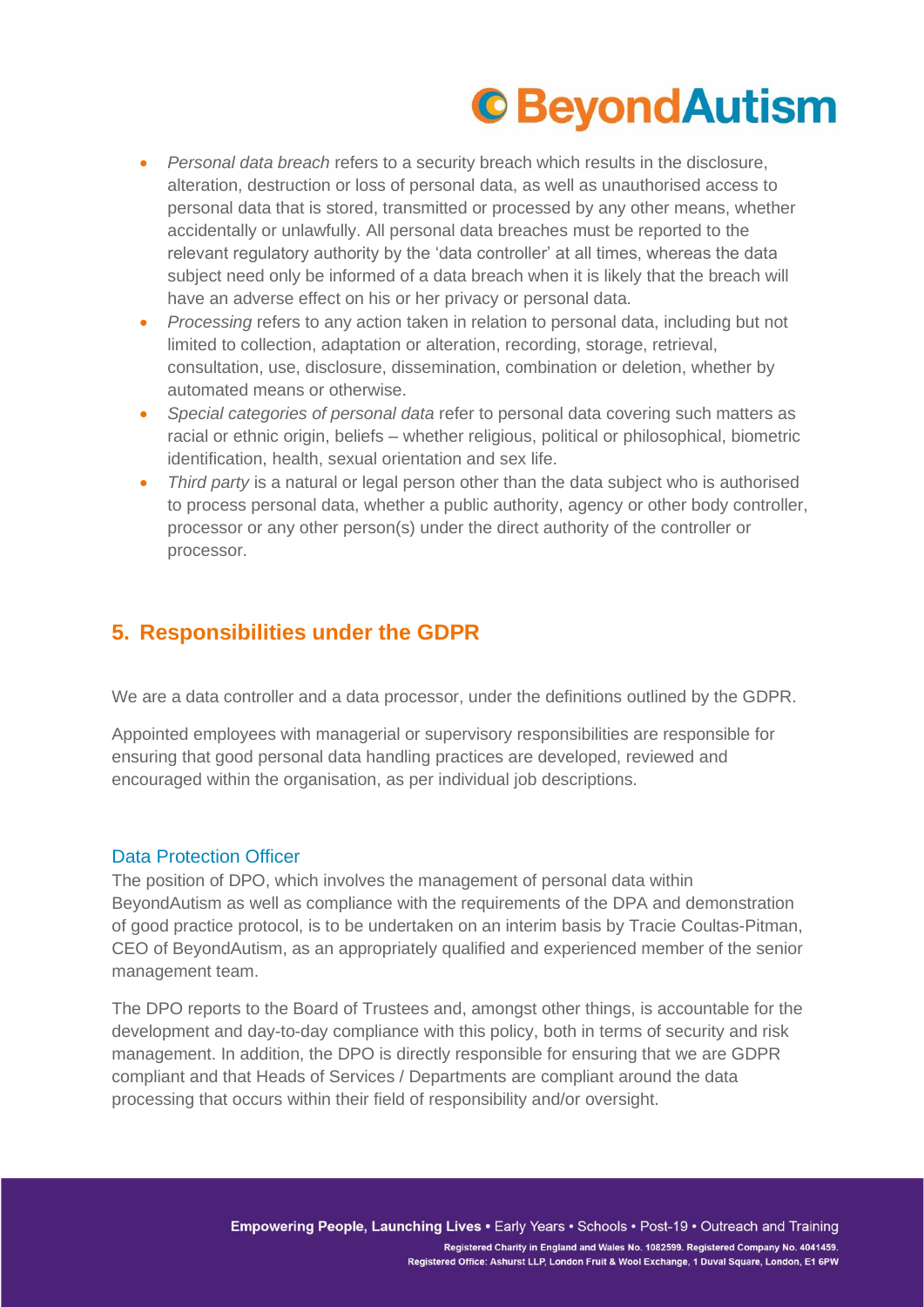- *Personal data breach* refers to a security breach which results in the disclosure, alteration, destruction or loss of personal data, as well as unauthorised access to personal data that is stored, transmitted or processed by any other means, whether accidentally or unlawfully. All personal data breaches must be reported to the relevant regulatory authority by the 'data controller' at all times, whereas the data subject need only be informed of a data breach when it is likely that the breach will have an adverse effect on his or her privacy or personal data.
- *Processing* refers to any action taken in relation to personal data, including but not limited to collection, adaptation or alteration, recording, storage, retrieval, consultation, use, disclosure, dissemination, combination or deletion, whether by automated means or otherwise.
- *Special categories of personal data* refer to personal data covering such matters as racial or ethnic origin, beliefs – whether religious, political or philosophical, biometric identification, health, sexual orientation and sex life.
- *Third party* is a natural or legal person other than the data subject who is authorised to process personal data, whether a public authority, agency or other body controller, processor or any other person(s) under the direct authority of the controller or processor.

## 5. Responsibilities under the GDPR

We are a data controller and a data processor, under the definitions outlined by the GDPR.

Appointed employees with managerial or supervisory responsibilities are responsible for ensuring that good personal data handling practices are developed, reviewed and encouraged within the organisation, as per individual job descriptions.

### Data Protection Officer

The position of DPO, which involves the management of personal data within BeyondAutism as well as compliance with the requirements of the DPA and demonstration of good practice protocol, is to be undertaken on an interim basis by Tracie Coultas-Pitman, CEO of BeyondAutism, as an appropriately qualified and experienced member of the senior management team.

The DPO reports to the Board of Trustees and, amongst other things, is accountable for the development and day-to-day compliance with this policy, both in terms of security and risk management. In addition, the DPO is directly responsible for ensuring that we are GDPR compliant and that Heads of Services / Departments are compliant around the data processing that occurs within their field of responsibility and/or oversight.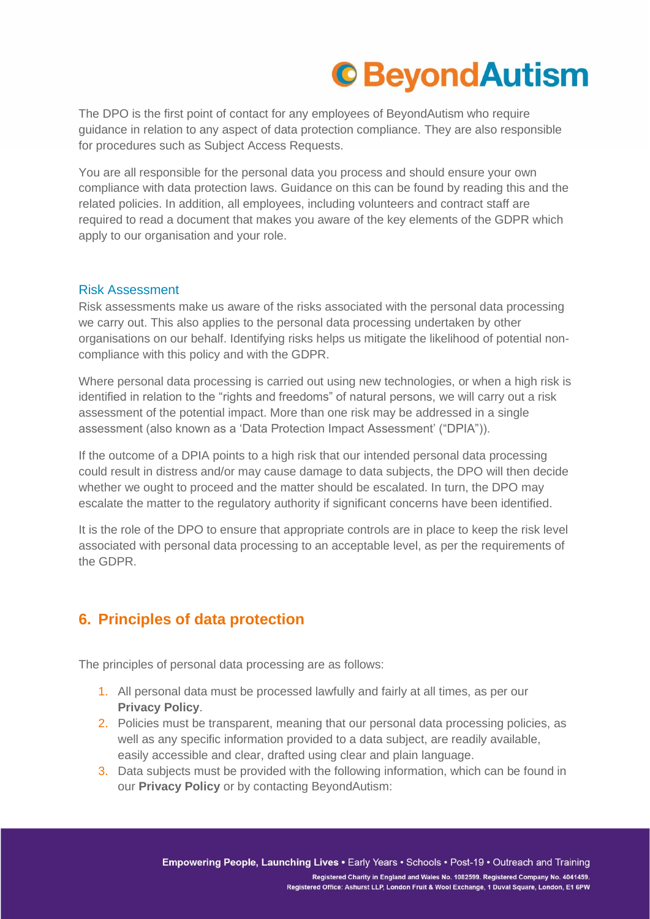The DPO is the first point of contact for any employees of BeyondAutism who require guidance in relation to any aspect of data protection compliance. They are also responsible for procedures such as Subject Access Requests.

You are all responsible for the personal data you process and should ensure your own compliance with data protection laws. Guidance on this can be found by reading this and the related policies. In addition, all employees, including volunteers and contract staff are required to read a document that makes you aware of the key elements of the GDPR which apply to our organisation and your role.

### Risk Assessment

Risk assessments make us aware of the risks associated with the personal data processing we carry out. This also applies to the personal data processing undertaken by other organisations on our behalf. Identifying risks helps us mitigate the likelihood of potential non-compliance with this policy and with the GDPR.

Where personal data processing is carried out using new technologies, or when a high risk is identified in relation to the "rights and freedoms" of natural persons, we will carry out a risk assessment of the potential impact. More than one risk may be addressed in a single assessment (also known as a 'Data Protection Impact Assessment' ("DPIA")).

If the outcome of a DPIA points to a high risk that our intended personal data processing could result in distress and/or may cause damage to data subjects, the DPO will then decide whether we ought to proceed and the matter should be escalated. In turn, the DPO may escalate the matter to the regulatory authority if significant concerns have been identified.

It is the role of the DPO to ensure that appropriate controls are in place to keep the risk level associated with personal data processing to an acceptable level, as per the requirements of the GDPR.

## 6. Principles of data protection

The principles of personal data processing are as follows:

1. All personal data must be processed lawfully and fairly at all times, as per our **Privacy Policy**.
2. Policies must be transparent, meaning that our personal data processing policies, as well as any specific information provided to a data subject, are readily available, easily accessible and clear, drafted using clear and plain language.
3. Data subjects must be provided with the following information, which can be found in our **Privacy Policy** or by contacting BeyondAutism: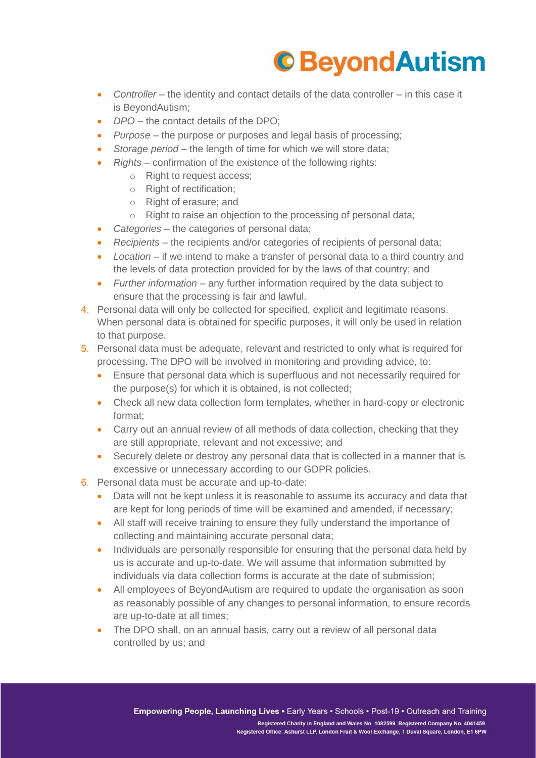- *Controller* – the identity and contact details of the data controller – in this case it is BeyondAutism;
- *DPO* – the contact details of the DPO;
- *Purpose* – the purpose or purposes and legal basis of processing;
- *Storage period* – the length of time for which we will store data;
- *Rights* – confirmation of the existence of the following rights:
    - Right to request access;
    - Right of rectification;
    - Right of erasure; and
    - Right to raise an objection to the processing of personal data;
- *Categories* – the categories of personal data;
- *Recipients* – the recipients and/or categories of recipients of personal data;
- *Location* – if we intend to make a transfer of personal data to a third country and the levels of data protection provided for by the laws of that country; and
- *Further information* – any further information required by the data subject to ensure that the processing is fair and lawful.

4. Personal data will only be collected for specified, explicit and legitimate reasons. When personal data is obtained for specific purposes, it will only be used in relation to that purpose.
5. Personal data must be adequate, relevant and restricted to only what is required for processing. The DPO will be involved in monitoring and providing advice, to:
    - Ensure that personal data which is superfluous and not necessarily required for the purpose(s) for which it is obtained, is not collected;
    - Check all new data collection form templates, whether in hard-copy or electronic format;
    - Carry out an annual review of all methods of data collection, checking that they are still appropriate, relevant and not excessive; and
    - Securely delete or destroy any personal data that is collected in a manner that is excessive or unnecessary according to our GDPR policies.
6. Personal data must be accurate and up-to-date:
    - Data will not be kept unless it is reasonable to assume its accuracy and data that are kept for long periods of time will be examined and amended, if necessary;
    - All staff will receive training to ensure they fully understand the importance of collecting and maintaining accurate personal data;
    - Individuals are personally responsible for ensuring that the personal data held by us is accurate and up-to-date. We will assume that information submitted by individuals via data collection forms is accurate at the date of submission;
    - All employees of BeyondAutism are required to update the organisation as soon as reasonably possible of any changes to personal information, to ensure records are up-to-date at all times;
    - The DPO shall, on an annual basis, carry out a review of all personal data controlled by us; and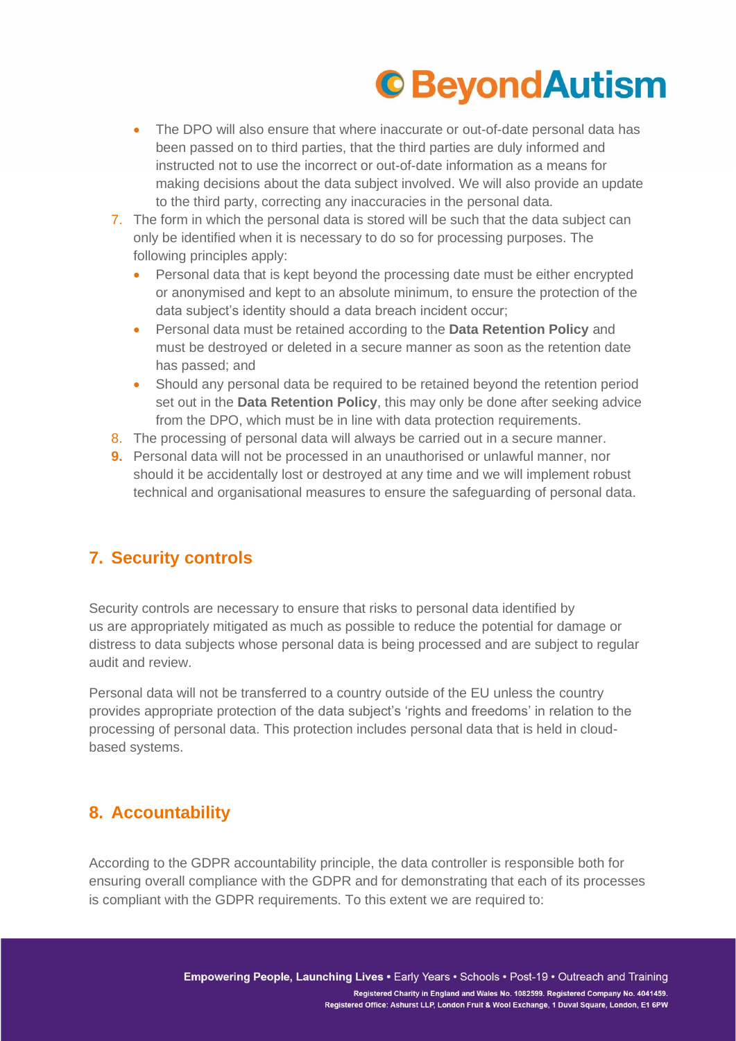- The DPO will also ensure that where inaccurate or out-of-date personal data has been passed on to third parties, that the third parties are duly informed and instructed not to use the incorrect or out-of-date information as a means for making decisions about the data subject involved. We will also provide an update to the third party, correcting any inaccuracies in the personal data.

7. The form in which the personal data is stored will be such that the data subject can only be identified when it is necessary to do so for processing purposes. The following principles apply:
   - Personal data that is kept beyond the processing date must be either encrypted or anonymised and kept to an absolute minimum, to ensure the protection of the data subject's identity should a data breach incident occur;
   - Personal data must be retained according to the **Data Retention Policy** and must be destroyed or deleted in a secure manner as soon as the retention date has passed; and
   - Should any personal data be required to be retained beyond the retention period set out in the **Data Retention Policy**, this may only be done after seeking advice from the DPO, which must be in line with data protection requirements.
8. The processing of personal data will always be carried out in a secure manner.
9. Personal data will not be processed in an unauthorised or unlawful manner, nor should it be accidentally lost or destroyed at any time and we will implement robust technical and organisational measures to ensure the safeguarding of personal data.

## 7. Security controls

Security controls are necessary to ensure that risks to personal data identified by us are appropriately mitigated as much as possible to reduce the potential for damage or distress to data subjects whose personal data is being processed and are subject to regular audit and review.

Personal data will not be transferred to a country outside of the EU unless the country provides appropriate protection of the data subject's 'rights and freedoms' in relation to the processing of personal data. This protection includes personal data that is held in cloud-based systems.

## 8. Accountability

According to the GDPR accountability principle, the data controller is responsible both for ensuring overall compliance with the GDPR and for demonstrating that each of its processes is compliant with the GDPR requirements. To this extent we are required to: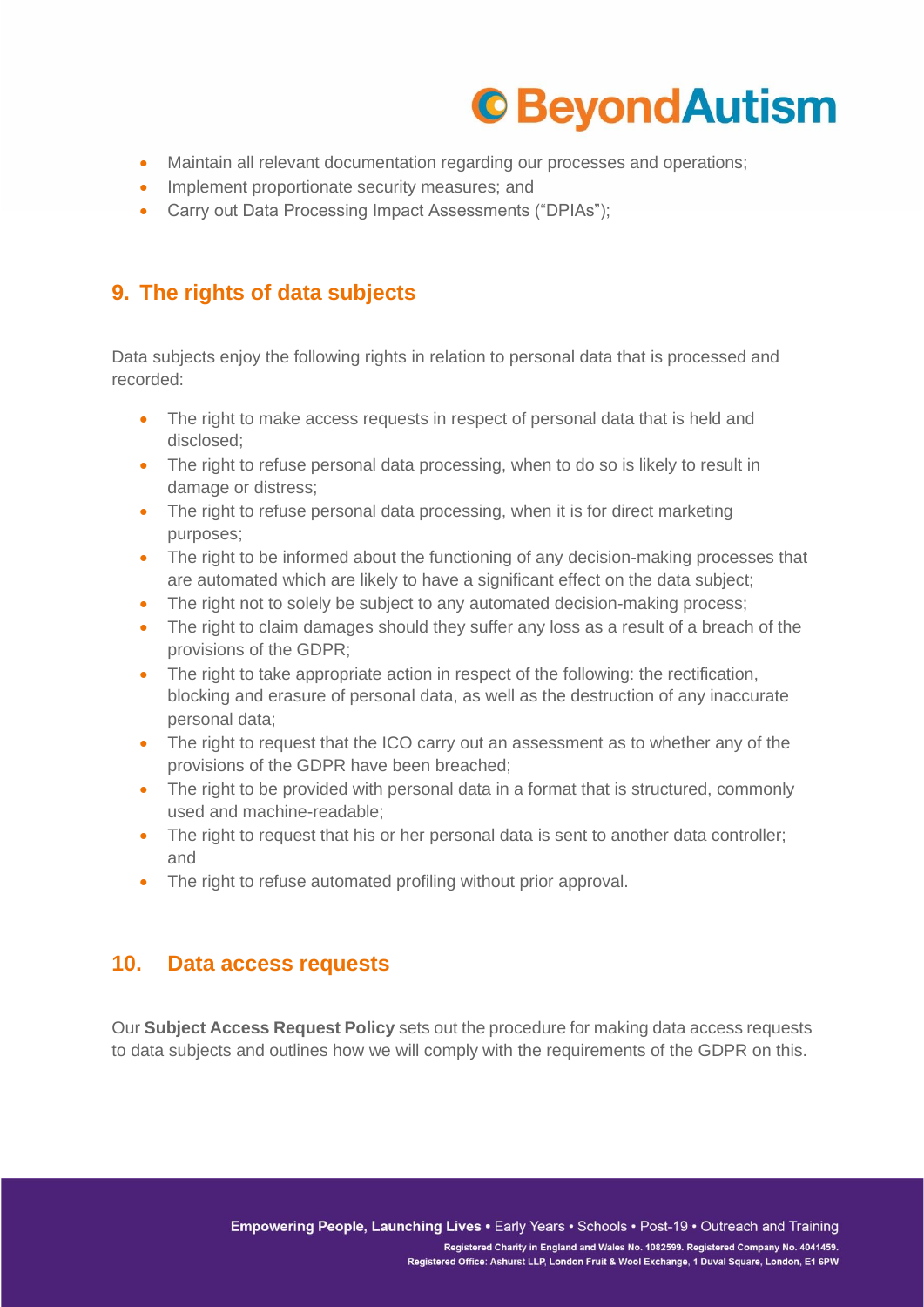- Maintain all relevant documentation regarding our processes and operations;
- Implement proportionate security measures; and
- Carry out Data Processing Impact Assessments ("DPIAs");

## 9. The rights of data subjects

Data subjects enjoy the following rights in relation to personal data that is processed and recorded:

- The right to make access requests in respect of personal data that is held and disclosed;
- The right to refuse personal data processing, when to do so is likely to result in damage or distress;
- The right to refuse personal data processing, when it is for direct marketing purposes;
- The right to be informed about the functioning of any decision-making processes that are automated which are likely to have a significant effect on the data subject;
- The right not to solely be subject to any automated decision-making process;
- The right to claim damages should they suffer any loss as a result of a breach of the provisions of the GDPR;
- The right to take appropriate action in respect of the following: the rectification, blocking and erasure of personal data, as well as the destruction of any inaccurate personal data;
- The right to request that the ICO carry out an assessment as to whether any of the provisions of the GDPR have been breached;
- The right to be provided with personal data in a format that is structured, commonly used and machine-readable;
- The right to request that his or her personal data is sent to another data controller; and
- The right to refuse automated profiling without prior approval.

## 10. Data access requests

Our **Subject Access Request Policy** sets out the procedure for making data access requests to data subjects and outlines how we will comply with the requirements of the GDPR on this.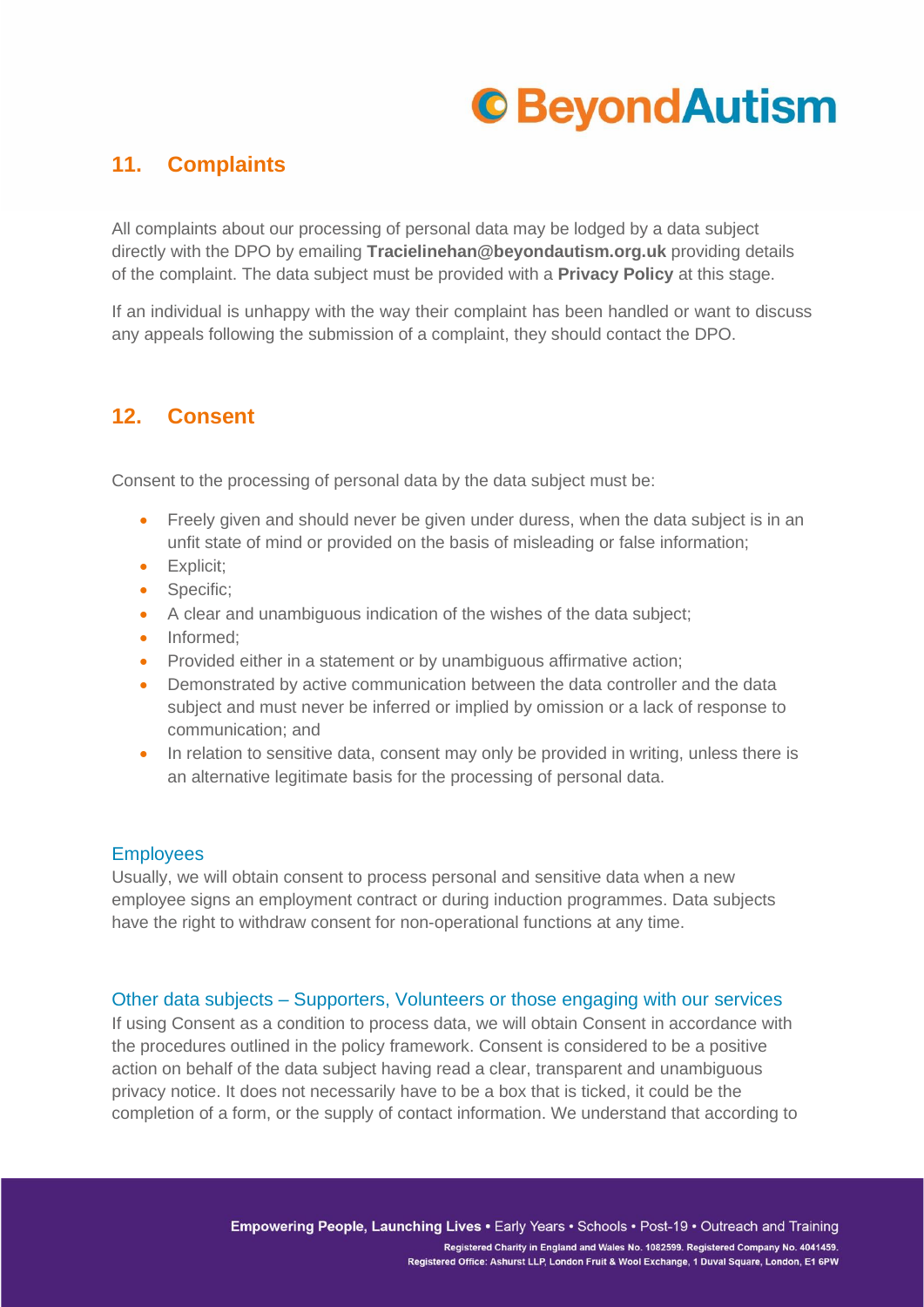## 11. Complaints

All complaints about our processing of personal data may be lodged by a data subject directly with the DPO by emailing **Tracielinehan@beyondautism.org.uk** providing details of the complaint. The data subject must be provided with a **Privacy Policy** at this stage.

If an individual is unhappy with the way their complaint has been handled or want to discuss any appeals following the submission of a complaint, they should contact the DPO.

## 12. Consent

Consent to the processing of personal data by the data subject must be:

- Freely given and should never be given under duress, when the data subject is in an unfit state of mind or provided on the basis of misleading or false information;
- Explicit;
- Specific;
- A clear and unambiguous indication of the wishes of the data subject;
- Informed;
- Provided either in a statement or by unambiguous affirmative action;
- Demonstrated by active communication between the data controller and the data subject and must never be inferred or implied by omission or a lack of response to communication; and
- In relation to sensitive data, consent may only be provided in writing, unless there is an alternative legitimate basis for the processing of personal data.

### Employees

Usually, we will obtain consent to process personal and sensitive data when a new employee signs an employment contract or during induction programmes. Data subjects have the right to withdraw consent for non-operational functions at any time.

### Other data subjects – Supporters, Volunteers or those engaging with our services

If using Consent as a condition to process data, we will obtain Consent in accordance with the procedures outlined in the policy framework. Consent is considered to be a positive action on behalf of the data subject having read a clear, transparent and unambiguous privacy notice. It does not necessarily have to be a box that is ticked, it could be the completion of a form, or the supply of contact information. We understand that according to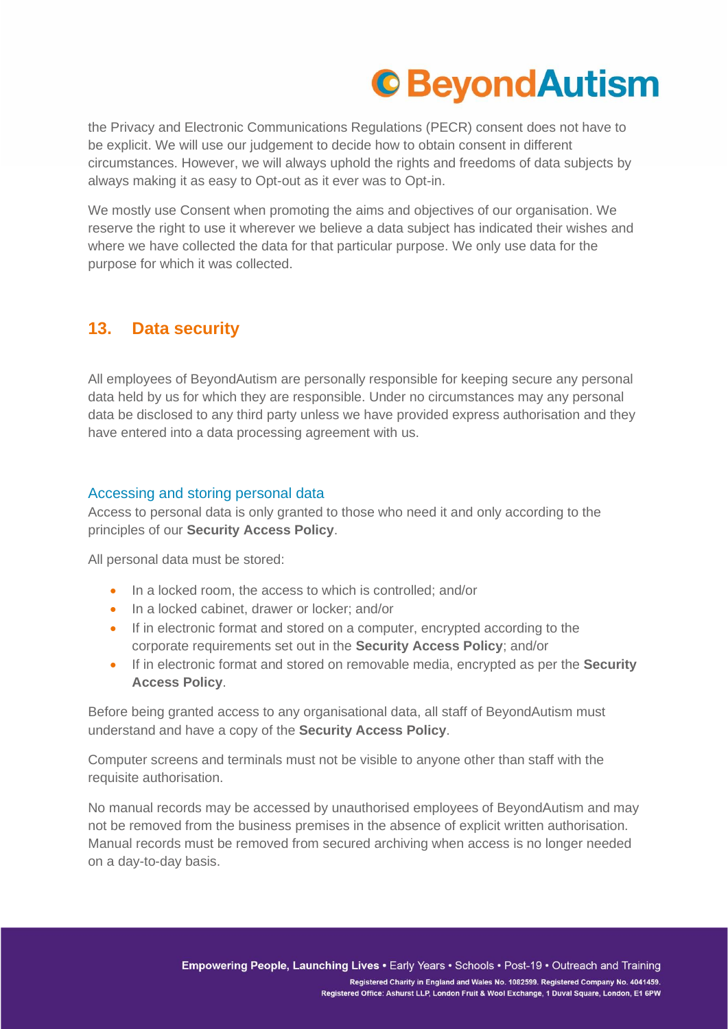the Privacy and Electronic Communications Regulations (PECR) consent does not have to be explicit. We will use our judgement to decide how to obtain consent in different circumstances. However, we will always uphold the rights and freedoms of data subjects by always making it as easy to Opt-out as it ever was to Opt-in.

We mostly use Consent when promoting the aims and objectives of our organisation. We reserve the right to use it wherever we believe a data subject has indicated their wishes and where we have collected the data for that particular purpose. We only use data for the purpose for which it was collected.

## 13. Data security

All employees of BeyondAutism are personally responsible for keeping secure any personal data held by us for which they are responsible. Under no circumstances may any personal data be disclosed to any third party unless we have provided express authorisation and they have entered into a data processing agreement with us.

### Accessing and storing personal data

Access to personal data is only granted to those who need it and only according to the principles of our **Security Access Policy**.

All personal data must be stored:

- In a locked room, the access to which is controlled; and/or
- In a locked cabinet, drawer or locker; and/or
- If in electronic format and stored on a computer, encrypted according to the corporate requirements set out in the **Security Access Policy**; and/or
- If in electronic format and stored on removable media, encrypted as per the **Security Access Policy**.

Before being granted access to any organisational data, all staff of BeyondAutism must understand and have a copy of the **Security Access Policy**.

Computer screens and terminals must not be visible to anyone other than staff with the requisite authorisation.

No manual records may be accessed by unauthorised employees of BeyondAutism and may not be removed from the business premises in the absence of explicit written authorisation. Manual records must be removed from secured archiving when access is no longer needed on a day-to-day basis.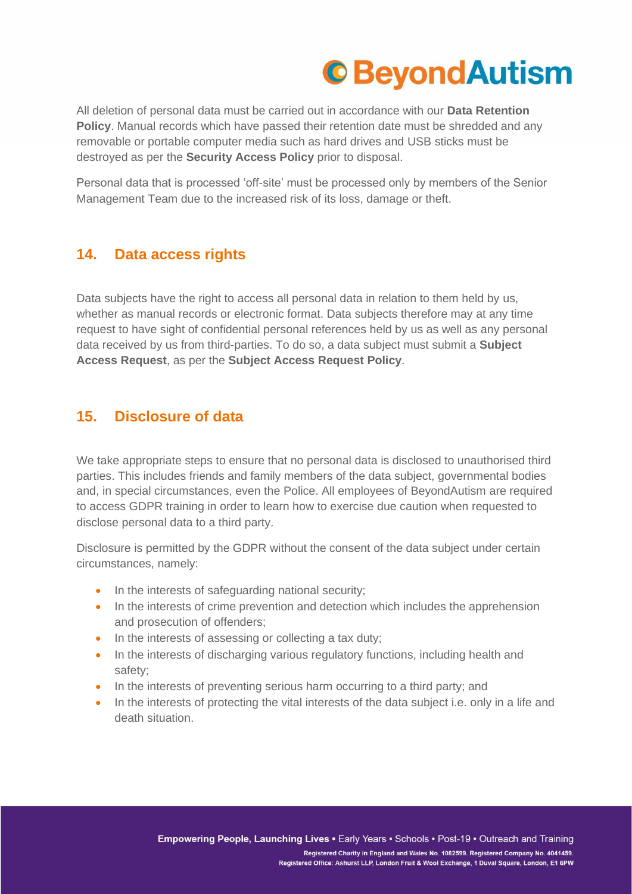All deletion of personal data must be carried out in accordance with our **Data Retention Policy**. Manual records which have passed their retention date must be shredded and any removable or portable computer media such as hard drives and USB sticks must be destroyed as per the **Security Access Policy** prior to disposal.

Personal data that is processed 'off-site' must be processed only by members of the Senior Management Team due to the increased risk of its loss, damage or theft.

## 14. Data access rights

Data subjects have the right to access all personal data in relation to them held by us, whether as manual records or electronic format. Data subjects therefore may at any time request to have sight of confidential personal references held by us as well as any personal data received by us from third-parties. To do so, a data subject must submit a **Subject Access Request**, as per the **Subject Access Request Policy**.

## 15. Disclosure of data

We take appropriate steps to ensure that no personal data is disclosed to unauthorised third parties. This includes friends and family members of the data subject, governmental bodies and, in special circumstances, even the Police. All employees of BeyondAutism are required to access GDPR training in order to learn how to exercise due caution when requested to disclose personal data to a third party.

Disclosure is permitted by the GDPR without the consent of the data subject under certain circumstances, namely:

- In the interests of safeguarding national security;
- In the interests of crime prevention and detection which includes the apprehension and prosecution of offenders;
- In the interests of assessing or collecting a tax duty;
- In the interests of discharging various regulatory functions, including health and safety;
- In the interests of preventing serious harm occurring to a third party; and
- In the interests of protecting the vital interests of the data subject i.e. only in a life and death situation.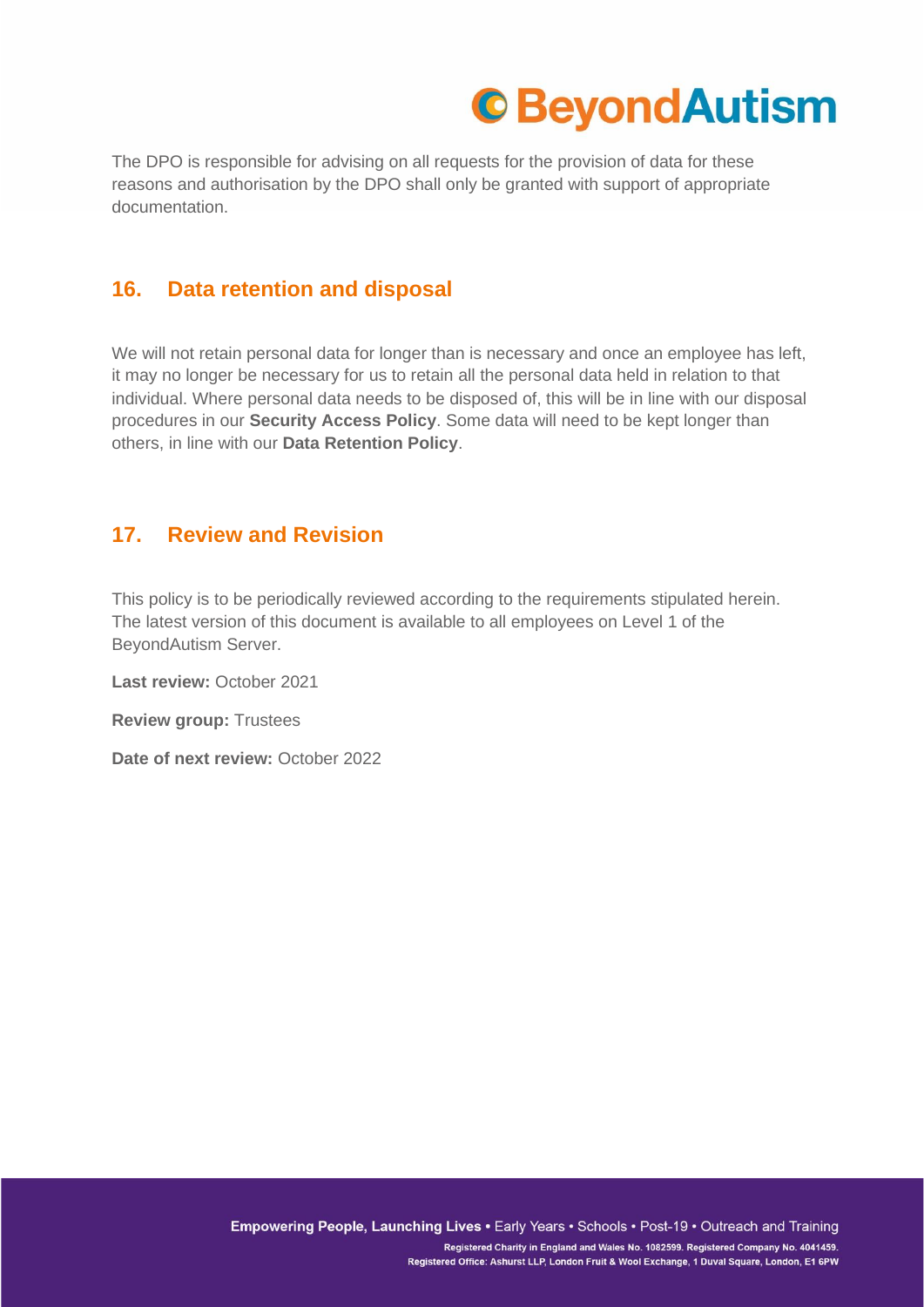The DPO is responsible for advising on all requests for the provision of data for these reasons and authorisation by the DPO shall only be granted with support of appropriate documentation.

## 16. Data retention and disposal

We will not retain personal data for longer than is necessary and once an employee has left, it may no longer be necessary for us to retain all the personal data held in relation to that individual. Where personal data needs to be disposed of, this will be in line with our disposal procedures in our **Security Access Policy**. Some data will need to be kept longer than others, in line with our **Data Retention Policy**.

## 17. Review and Revision

This policy is to be periodically reviewed according to the requirements stipulated herein. The latest version of this document is available to all employees on Level 1 of the BeyondAutism Server.

**Last review:** October 2021

**Review group:** Trustees

**Date of next review:** October 2022